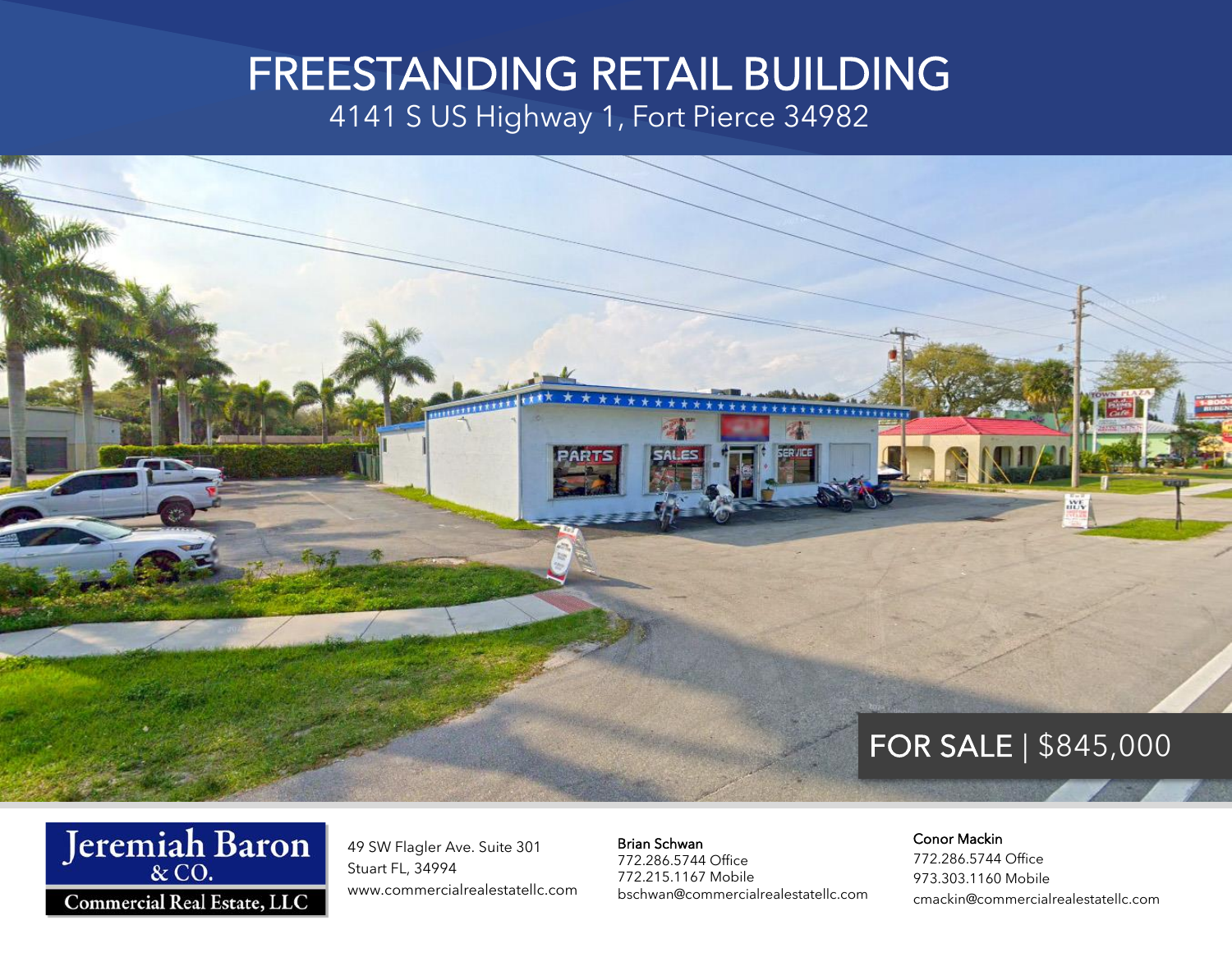# FREESTANDING RETAIL BUILDING

4141 S US Highway 1, Fort Pierce 34982

FOR SALE | $845,000

Jeremiah Baron & CO.
Commercial Real Estate, LLC

49 SW Flagler Ave. Suite 301
Stuart FL, 34994
www.commercialrealestatellc.com

**Brian Schwan**
772.286.5744 Office
772.215.1167 Mobile
bschwan@commercialrealestatellc.com

**Conor Mackin**
772.286.5744 Office
973.303.1160 Mobile
cmackin@commercialrealestatellc.com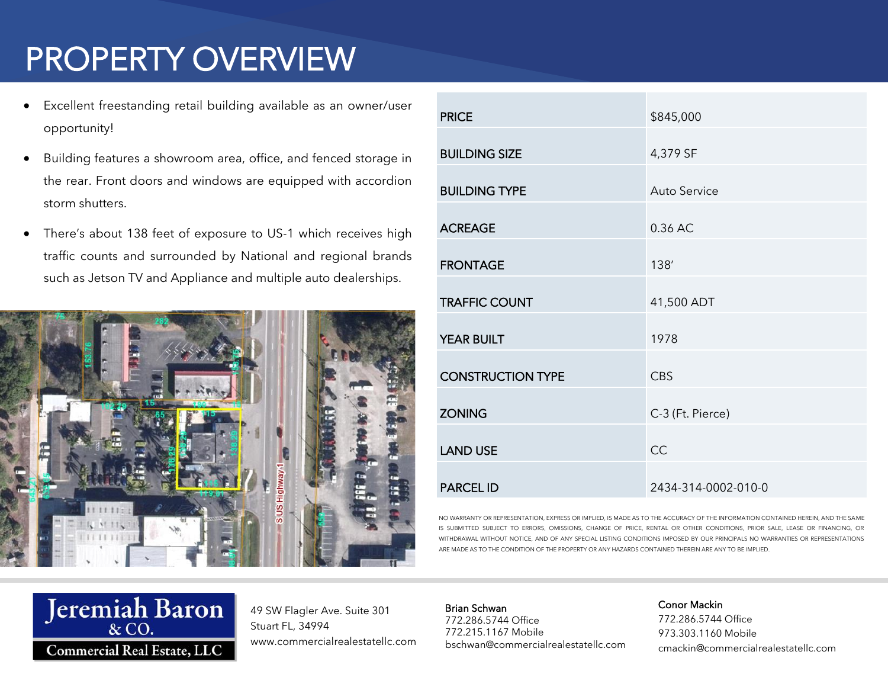# PROPERTY OVERVIEW

- Excellent freestanding retail building available as an owner/user opportunity!
- Building features a showroom area, office, and fenced storage in the rear. Front doors and windows are equipped with accordion storm shutters.
- There's about 138 feet of exposure to US-1 which receives high traffic counts and surrounded by National and regional brands such as Jetson TV and Appliance and multiple auto dealerships.

| | |
|---|---|
| PRICE | $845,000 |
| BUILDING SIZE | 4,379 SF |
| BUILDING TYPE | Auto Service |
| ACREAGE | 0.36 AC |
| FRONTAGE | 138' |
| TRAFFIC COUNT | 41,500 ADT |
| YEAR BUILT | 1978 |
| CONSTRUCTION TYPE | CBS |
| ZONING | C-3 (Ft. Pierce) |
| LAND USE | CC |
| PARCEL ID | 2434-314-0002-010-0 |

NO WARRANTY OR REPRESENTATION, EXPRESS OR IMPLIED, IS MADE AS TO THE ACCURACY OF THE INFORMATION CONTAINED HEREIN, AND THE SAME IS SUBMITTED SUBJECT TO ERRORS, OMISSIONS, CHANGE OF PRICE, RENTAL OR OTHER CONDITIONS, PRIOR SALE, LEASE OR FINANCING, OR WITHDRAWAL WITHOUT NOTICE, AND OF ANY SPECIAL LISTING CONDITIONS IMPOSED BY OUR PRINCIPALS NO WARRANTIES OR REPRESENTATIONS ARE MADE AS TO THE CONDITION OF THE PROPERTY OR ANY HAZARDS CONTAINED THEREIN ARE ANY TO BE IMPLIED.

Jeremiah Baron & CO. Commercial Real Estate, LLC

49 SW Flagler Ave. Suite 301
Stuart FL, 34994
www.commercialrealestatellc.com

**Brian Schwan**
772.286.5744 Office
772.215.1167 Mobile
bschwan@commercialrealestatellc.com

**Conor Mackin**
772.286.5744 Office
973.303.1160 Mobile
cmackin@commercialrealestatellc.com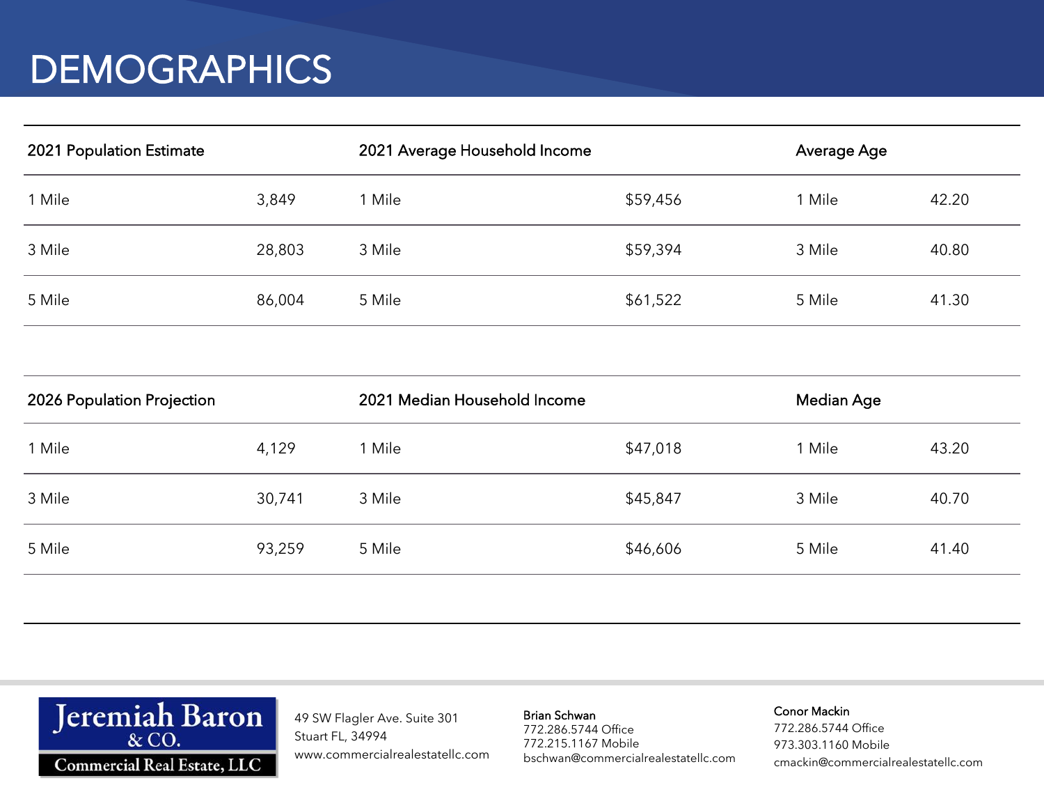# DEMOGRAPHICS

| 2021 Population Estimate | | 2021 Average Household Income | | Average Age | |
|---|---|---|---|---|---|
| 1 Mile | 3,849 | 1 Mile | $59,456 | 1 Mile | 42.20 |
| 3 Mile | 28,803 | 3 Mile | $59,394 | 3 Mile | 40.80 |
| 5 Mile | 86,004 | 5 Mile | $61,522 | 5 Mile | 41.30 |

| 2026 Population Projection | | 2021 Median Household Income | | Median Age | |
|---|---|---|---|---|---|
| 1 Mile | 4,129 | 1 Mile | $47,018 | 1 Mile | 43.20 |
| 3 Mile | 30,741 | 3 Mile | $45,847 | 3 Mile | 40.70 |
| 5 Mile | 93,259 | 5 Mile | $46,606 | 5 Mile | 41.40 |

Jeremiah Baron & CO.
Commercial Real Estate, LLC

49 SW Flagler Ave. Suite 301
Stuart FL, 34994
www.commercialrealestatellc.com

**Brian Schwan**
772.286.5744 Office
772.215.1167 Mobile
bschwan@commercialrealestatellc.com

**Conor Mackin**
772.286.5744 Office
973.303.1160 Mobile
cmackin@commercialrealestatellc.com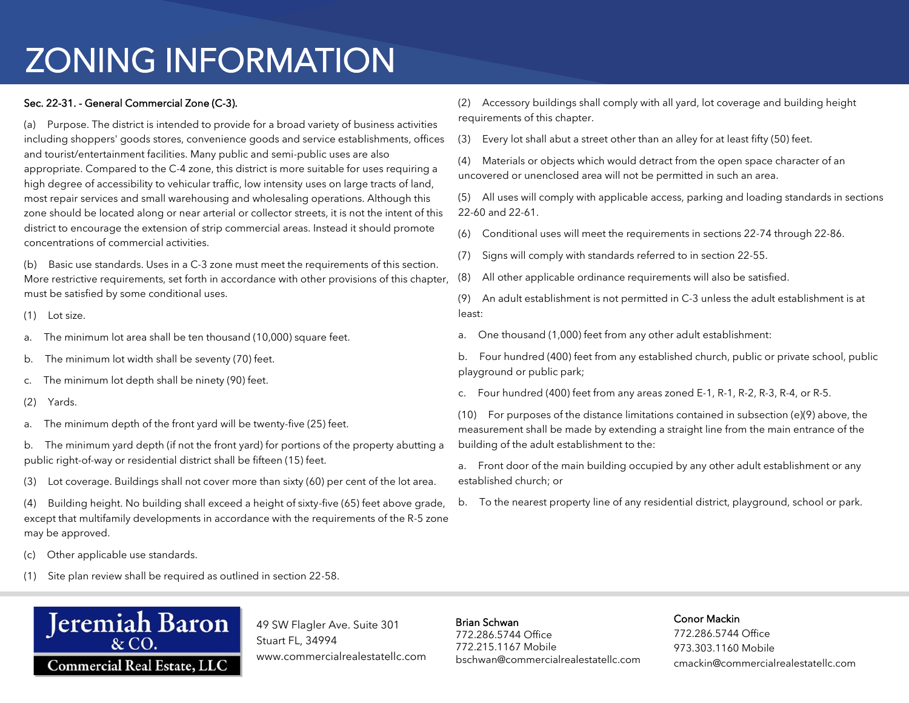# ZONING INFORMATION

**Sec. 22-31. - General Commercial Zone (C-3).**

(a) Purpose. The district is intended to provide for a broad variety of business activities including shoppers' goods stores, convenience goods and service establishments, offices and tourist/entertainment facilities. Many public and semi-public uses are also appropriate. Compared to the C-4 zone, this district is more suitable for uses requiring a high degree of accessibility to vehicular traffic, low intensity uses on large tracts of land, most repair services and small warehousing and wholesaling operations. Although this zone should be located along or near arterial or collector streets, it is not the intent of this district to encourage the extension of strip commercial areas. Instead it should promote concentrations of commercial activities.

(b) Basic use standards. Uses in a C-3 zone must meet the requirements of this section. More restrictive requirements, set forth in accordance with other provisions of this chapter, must be satisfied by some conditional uses.

(1) Lot size.

a. The minimum lot area shall be ten thousand (10,000) square feet.

b. The minimum lot width shall be seventy (70) feet.

c. The minimum lot depth shall be ninety (90) feet.

(2) Yards.

a. The minimum depth of the front yard will be twenty-five (25) feet.

b. The minimum yard depth (if not the front yard) for portions of the property abutting a public right-of-way or residential district shall be fifteen (15) feet.

(3) Lot coverage. Buildings shall not cover more than sixty (60) per cent of the lot area.

(4) Building height. No building shall exceed a height of sixty-five (65) feet above grade, except that multifamily developments in accordance with the requirements of the R-5 zone may be approved.

(c) Other applicable use standards.

(1) Site plan review shall be required as outlined in section 22-58.

(2) Accessory buildings shall comply with all yard, lot coverage and building height requirements of this chapter.

(3) Every lot shall abut a street other than an alley for at least fifty (50) feet.

(4) Materials or objects which would detract from the open space character of an uncovered or unenclosed area will not be permitted in such an area.

(5) All uses will comply with applicable access, parking and loading standards in sections 22-60 and 22-61.

(6) Conditional uses will meet the requirements in sections 22-74 through 22-86.

(7) Signs will comply with standards referred to in section 22-55.

(8) All other applicable ordinance requirements will also be satisfied.

(9) An adult establishment is not permitted in C-3 unless the adult establishment is at least:

a. One thousand (1,000) feet from any other adult establishment:

b. Four hundred (400) feet from any established church, public or private school, public playground or public park;

c. Four hundred (400) feet from any areas zoned E-1, R-1, R-2, R-3, R-4, or R-5.

(10) For purposes of the distance limitations contained in subsection (e)(9) above, the measurement shall be made by extending a straight line from the main entrance of the building of the adult establishment to the:

a. Front door of the main building occupied by any other adult establishment or any established church; or

b. To the nearest property line of any residential district, playground, school or park.

Jeremiah Baron & CO. Commercial Real Estate, LLC

49 SW Flagler Ave. Suite 301
Stuart FL, 34994
www.commercialrealestatellc.com

**Brian Schwan**
772.286.5744 Office
772.215.1167 Mobile
bschwan@commercialrealestatellc.com

**Conor Mackin**
772.286.5744 Office
973.303.1160 Mobile
cmackin@commercialrealestatellc.com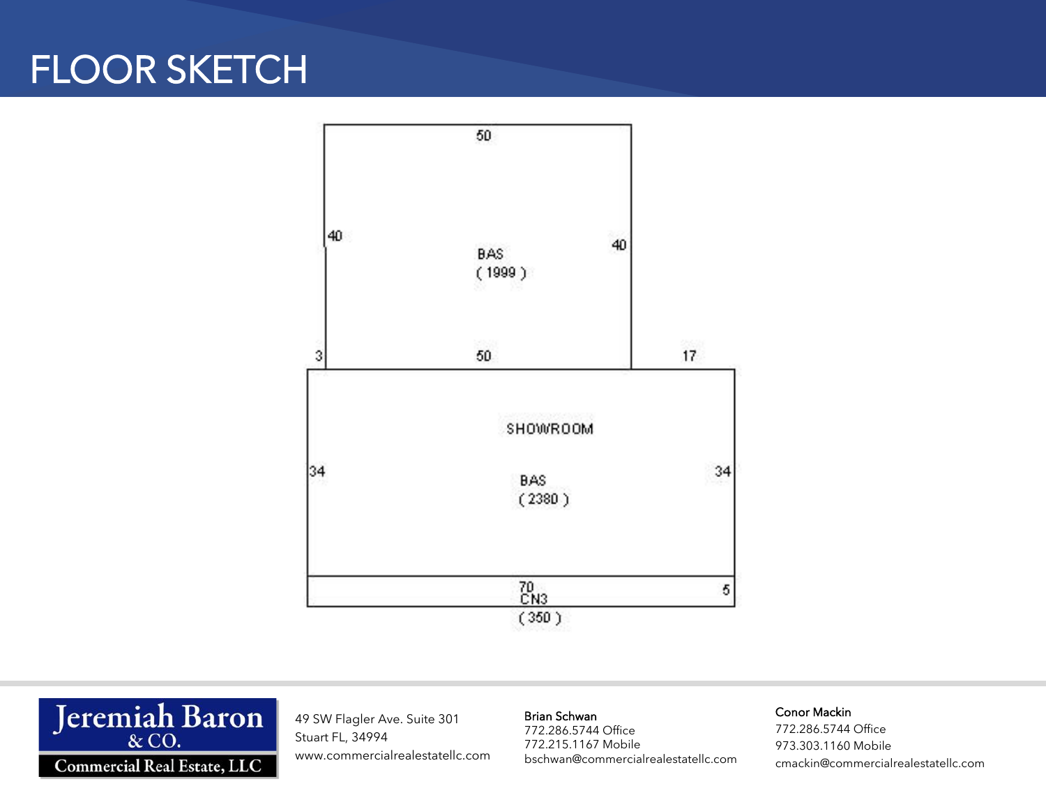# FLOOR SKETCH

50

40

BAS
( 1999 )

40

3

50

17

SHOWROOM

34

BAS
( 2380 )

34

70
CN3
( 350 )

5

Jeremiah Baron & CO.
Commercial Real Estate, LLC

49 SW Flagler Ave. Suite 301
Stuart FL, 34994
www.commercialrealestatellc.com

**Brian Schwan**
772.286.5744 Office
772.215.1167 Mobile
bschwan@commercialrealestatellc.com

**Conor Mackin**
772.286.5744 Office
973.303.1160 Mobile
cmackin@commercialrealestatellc.com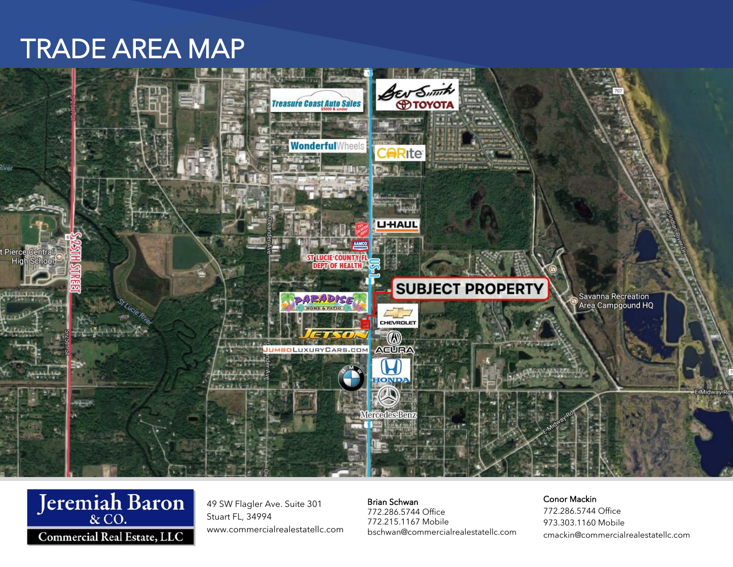# TRADE AREA MAP

Treasure Coast Auto Sales

Ben Smith TOYOTA

Wonderful Wheels

CARite

U-HAUL

AAMCO

ST LUCIE COUNTY FL DEPT OF HEALTH

US-1

SUBJECT PROPERTY

PARADISE HOME & PATIO

CHEVROLET

JETSON

JUMBOLUXURYCARS.COM

ACURA

HONDA

Mercedes-Benz

S 25TH STREET

Fort Pierce Central High School

St Lucie River

Oleander Ave

Savanna Recreation Area Campgound HQ

S Indian River Dr

E Midway Rd

Jeremiah Baron & CO.
Commercial Real Estate, LLC

49 SW Flagler Ave. Suite 301
Stuart FL, 34994
www.commercialrealestatellc.com

**Brian Schwan**
772.286.5744 Office
772.215.1167 Mobile
bschwan@commercialrealestatellc.com

**Conor Mackin**
772.286.5744 Office
973.303.1160 Mobile
cmackin@commercialrealestatellc.com